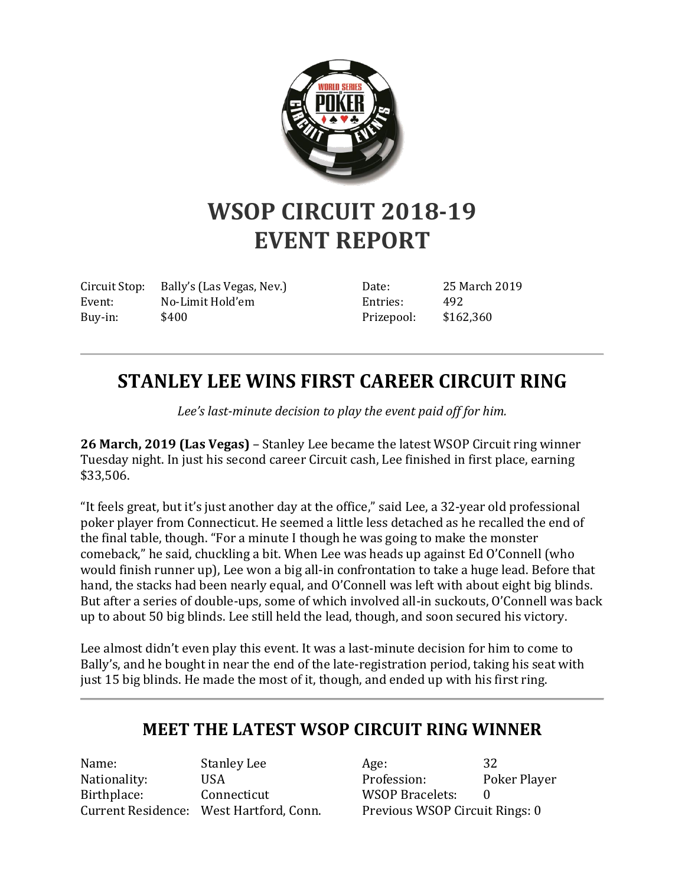# WSOP CIRCUIT 2018-19 EVENT REPORT

| | | | |
|---|---|---|---|
| Circuit Stop: | Bally's (Las Vegas, Nev.) | Date: | 25 March 2019 |
| Event: | No-Limit Hold'em | Entries: | 492 |
| Buy-in: | $400 | Prizepool: | $162,360 |

---

## STANLEY LEE WINS FIRST CAREER CIRCUIT RING

*Lee's last-minute decision to play the event paid off for him.*

**26 March, 2019 (Las Vegas)** – Stanley Lee became the latest WSOP Circuit ring winner Tuesday night. In just his second career Circuit cash, Lee finished in first place, earning $33,506.

"It feels great, but it's just another day at the office," said Lee, a 32-year old professional poker player from Connecticut. He seemed a little less detached as he recalled the end of the final table, though. "For a minute I though he was going to make the monster comeback," he said, chuckling a bit. When Lee was heads up against Ed O'Connell (who would finish runner up), Lee won a big all-in confrontation to take a huge lead. Before that hand, the stacks had been nearly equal, and O'Connell was left with about eight big blinds. But after a series of double-ups, some of which involved all-in suckouts, O'Connell was back up to about 50 big blinds. Lee still held the lead, though, and soon secured his victory.

Lee almost didn't even play this event. It was a last-minute decision for him to come to Bally's, and he bought in near the end of the late-registration period, taking his seat with just 15 big blinds. He made the most of it, though, and ended up with his first ring.

---

## MEET THE LATEST WSOP CIRCUIT RING WINNER

| | | | |
|---|---|---|---|
| Name: | Stanley Lee | Age: | 32 |
| Nationality: | USA | Profession: | Poker Player |
| Birthplace: | Connecticut | WSOP Bracelets: | 0 |
| Current Residence: | West Hartford, Conn. | Previous WSOP Circuit Rings: | 0 |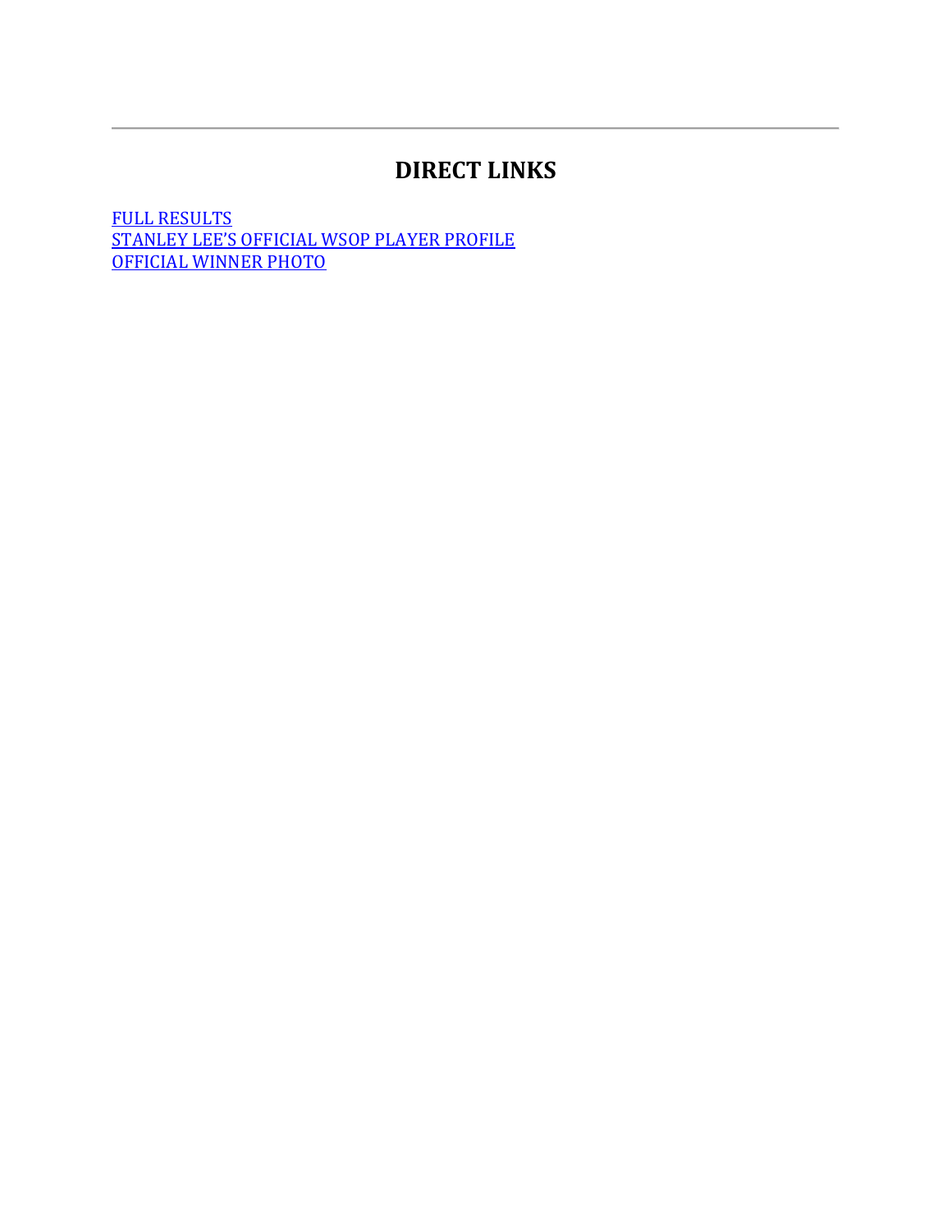---

## DIRECT LINKS

FULL RESULTS
STANLEY LEE'S OFFICIAL WSOP PLAYER PROFILE
OFFICIAL WINNER PHOTO